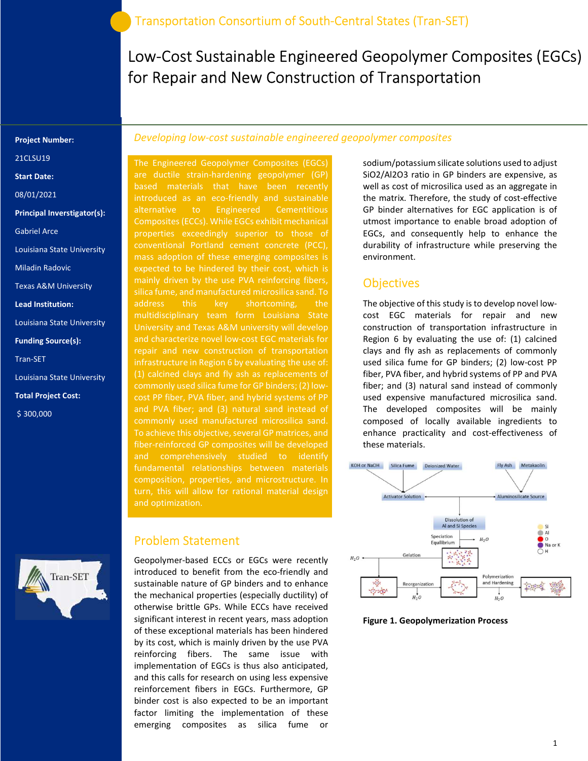Transportation Consortium of South-Central States (Tran-SET)

# Low-Cost Sustainable Engineered Geopolymer Composites (EGCs) for Repair and New Construction of Transportation

**Project Number:**

21CLSU19

**Start Date:**

08/01/2021

**Principal Inverstigator(s):**

Gabriel Arce

Louisiana State University

Miladin Radovic

Texas A&M University

**Lead Institution:**

Louisiana State University

**Funding Source(s):**

Tran-SET

Louisiana State University

**Total Project Cost:**

$ 300,000

*Developing low-cost sustainable engineered geopolymer composites*

The Engineered Geopolymer Composites (EGCs) are ductile strain-hardening geopolymer (GP) based materials that have been recently introduced as an eco-friendly and sustainable alternative to Engineered Cementitious Composites (ECCs). While EGCs exhibit mechanical properties exceedingly superior to those of conventional Portland cement concrete (PCC), mass adoption of these emerging composites is expected to be hindered by their cost, which is mainly driven by the use PVA reinforcing fibers, silica fume, and manufactured microsilica sand. To address this key shortcoming, the multidisciplinary team form Louisiana State University and Texas A&M university will develop and characterize novel low-cost EGC materials for repair and new construction of transportation infrastructure in Region 6 by evaluating the use of: (1) calcined clays and fly ash as replacements of commonly used silica fume for GP binders; (2) low-cost PP fiber, PVA fiber, and hybrid systems of PP and PVA fiber; and (3) natural sand instead of commonly used manufactured microsilica sand. To achieve this objective, several GP matrices, and fiber-reinforced GP composites will be developed and comprehensively studied to identify fundamental relationships between materials composition, properties, and microstructure. In turn, this will allow for rational material design and optimization.

## Problem Statement

Geopolymer-based ECCs or EGCs were recently introduced to benefit from the eco-friendly and sustainable nature of GP binders and to enhance the mechanical properties (especially ductility) of otherwise brittle GPs. While ECCs have received significant interest in recent years, mass adoption of these exceptional materials has been hindered by its cost, which is mainly driven by the use PVA reinforcing fibers. The same issue with implementation of EGCs is thus also anticipated, and this calls for research on using less expensive reinforcement fibers in EGCs. Furthermore, GP binder cost is also expected to be an important factor limiting the implementation of these emerging composites as silica fume or sodium/potassium silicate solutions used to adjust $SiO_2/Al_2O_3$ ratio in GP binders are expensive, as well as cost of microsilica used as an aggregate in the matrix. Therefore, the study of cost-effective GP binder alternatives for EGC application is of utmost importance to enable broad adoption of EGCs, and consequently help to enhance the durability of infrastructure while preserving the environment.

## Objectives

The objective of this study is to develop novel low-cost EGC materials for repair and new construction of transportation infrastructure in Region 6 by evaluating the use of: (1) calcined clays and fly ash as replacements of commonly used silica fume for GP binders; (2) low-cost PP fiber, PVA fiber, and hybrid systems of PP and PVA fiber; and (3) natural sand instead of commonly used expensive manufactured microsilica sand. The developed composites will be mainly composed of locally available ingredients to enhance practicality and cost-effectiveness of these materials.

**Figure 1. Geopolymerization Process**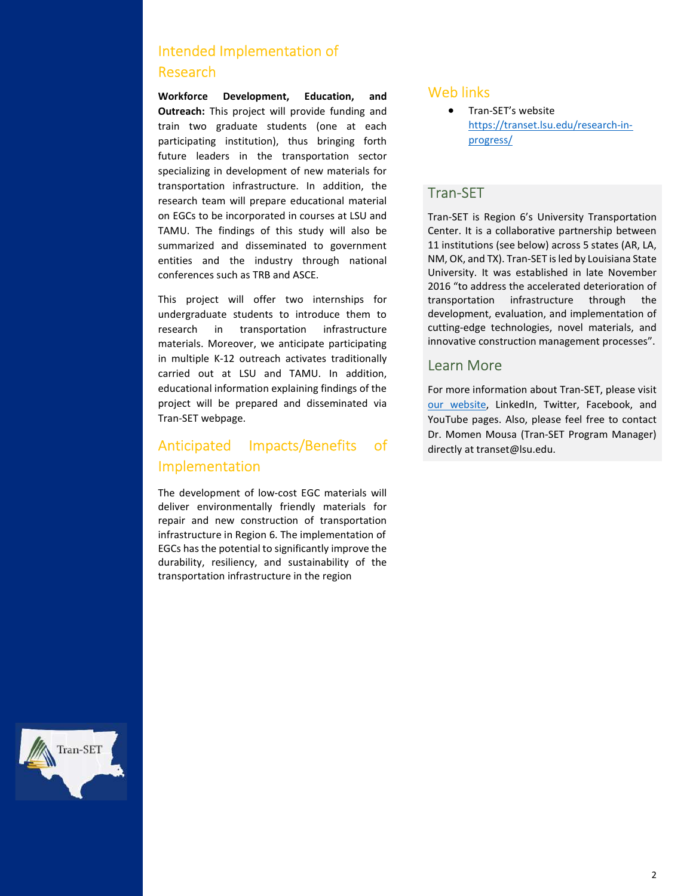## Intended Implementation of Research

**Workforce Development, Education, and Outreach:** This project will provide funding and train two graduate students (one at each participating institution), thus bringing forth future leaders in the transportation sector specializing in development of new materials for transportation infrastructure. In addition, the research team will prepare educational material on EGCs to be incorporated in courses at LSU and TAMU. The findings of this study will also be summarized and disseminated to government entities and the industry through national conferences such as TRB and ASCE.

This project will offer two internships for undergraduate students to introduce them to research in transportation infrastructure materials. Moreover, we anticipate participating in multiple K-12 outreach activates traditionally carried out at LSU and TAMU. In addition, educational information explaining findings of the project will be prepared and disseminated via Tran-SET webpage.

## Anticipated Impacts/Benefits of Implementation

The development of low-cost EGC materials will deliver environmentally friendly materials for repair and new construction of transportation infrastructure in Region 6. The implementation of EGCs has the potential to significantly improve the durability, resiliency, and sustainability of the transportation infrastructure in the region

## Web links

- Tran-SET's website https://transet.lsu.edu/research-in-progress/

## Tran-SET

Tran-SET is Region 6's University Transportation Center. It is a collaborative partnership between 11 institutions (see below) across 5 states (AR, LA, NM, OK, and TX). Tran-SET is led by Louisiana State University. It was established in late November 2016 "to address the accelerated deterioration of transportation infrastructure through the development, evaluation, and implementation of cutting-edge technologies, novel materials, and innovative construction management processes".

## Learn More

For more information about Tran-SET, please visit our website, LinkedIn, Twitter, Facebook, and YouTube pages. Also, please feel free to contact Dr. Momen Mousa (Tran-SET Program Manager) directly at transet@lsu.edu.